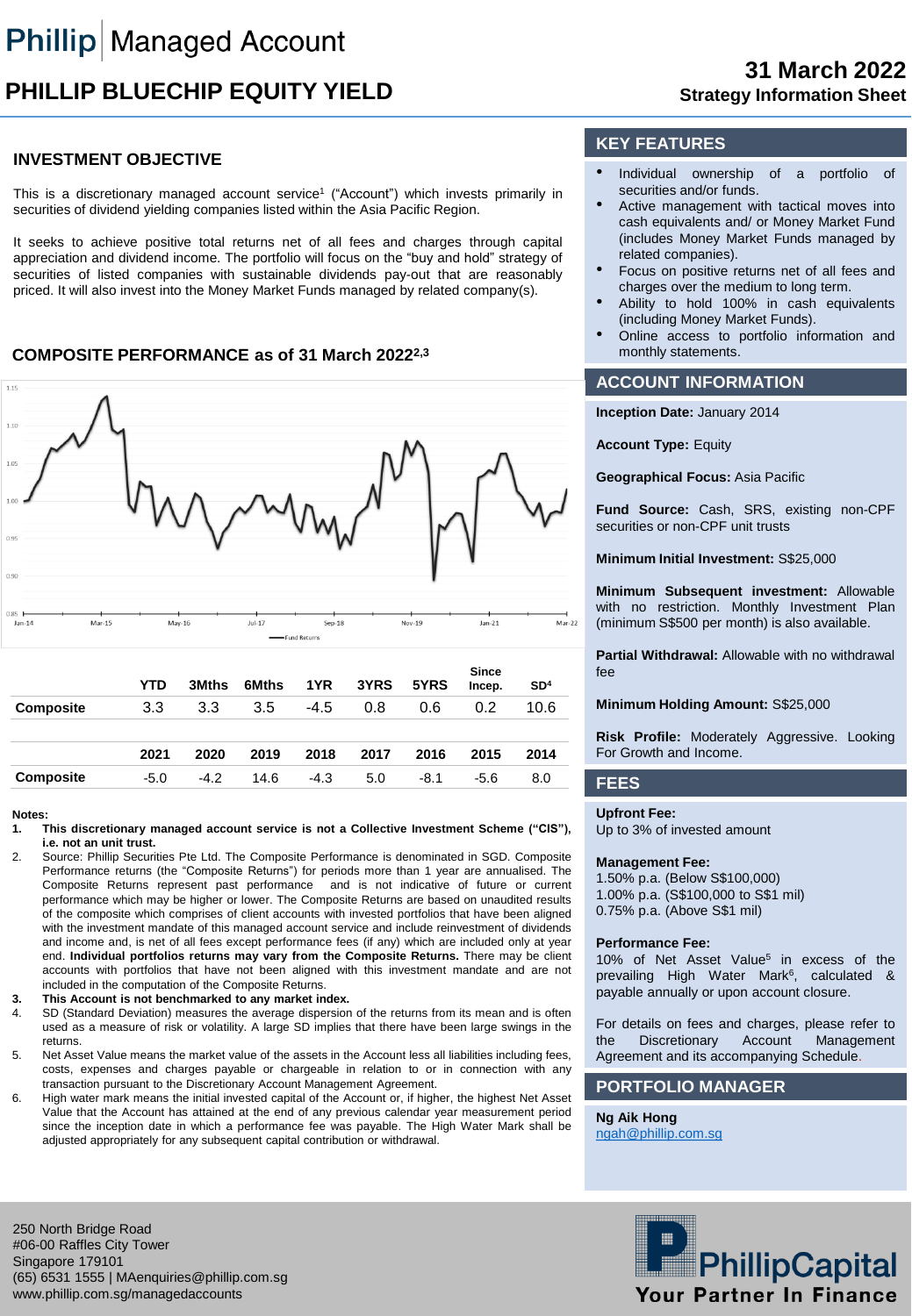# Phillip Managed Account

# PHILLIP BLUECHIP EQUITY YIELD

**31 March 2022**
**Strategy Information Sheet**

## INVESTMENT OBJECTIVE

This is a discretionary managed account service[1] ("Account") which invests primarily in securities of dividend yielding companies listed within the Asia Pacific Region.

It seeks to achieve positive total returns net of all fees and charges through capital appreciation and dividend income. The portfolio will focus on the "buy and hold" strategy of securities of listed companies with sustainable dividends pay-out that are reasonably priced. It will also invest into the Money Market Funds managed by related company(s).

## COMPOSITE PERFORMANCE as of 31 March 2022[2,3]

| | YTD | 3Mths | 6Mths | 1YR | 3YRS | 5YRS | Since Incep. | SD[4] |
|---|---|---|---|---|---|---|---|---|
| **Composite** | 3.3 | 3.3 | 3.5 | -4.5 | 0.8 | 0.6 | 0.2 | 10.6 |

| | 2021 | 2020 | 2019 | 2018 | 2017 | 2016 | 2015 | 2014 |
|---|---|---|---|---|---|---|---|---|
| **Composite** | -5.0 | -4.2 | 14.6 | -4.3 | 5.0 | -8.1 | -5.6 | 8.0 |

**Notes:**

1. **This discretionary managed account service is not a Collective Investment Scheme ("CIS"), i.e. not an unit trust.**
2. Source: Phillip Securities Pte Ltd. The Composite Performance is denominated in SGD. Composite Performance returns (the "Composite Returns") for periods more than 1 year are annualised. The Composite Returns represent past performance and is not indicative of future or current performance which may be higher or lower. The Composite Returns are based on unaudited results of the composite which comprises of client accounts with invested portfolios that have been aligned with the investment mandate of this managed account service and include reinvestment of dividends and income and, is net of all fees except performance fees (if any) which are included only at year end. **Individual portfolios returns may vary from the Composite Returns.** There may be client accounts with portfolios that have not been aligned with this investment mandate and are not included in the computation of the Composite Returns.
3. **This Account is not benchmarked to any market index.**
4. SD (Standard Deviation) measures the average dispersion of the returns from its mean and is often used as a measure of risk or volatility. A large SD implies that there have been large swings in the returns.
5. Net Asset Value means the market value of the assets in the Account less all liabilities including fees, costs, expenses and charges payable or chargeable in relation to or in connection with any transaction pursuant to the Discretionary Account Management Agreement.
6. High water mark means the initial invested capital of the Account or, if higher, the highest Net Asset Value that the Account has attained at the end of any previous calendar year measurement period since the inception date in which a performance fee was payable. The High Water Mark shall be adjusted appropriately for any subsequent capital contribution or withdrawal.

## KEY FEATURES

- Individual ownership of a portfolio of securities and/or funds.
- Active management with tactical moves into cash equivalents and/ or Money Market Fund (includes Money Market Funds managed by related companies).
- Focus on positive returns net of all fees and charges over the medium to long term.
- Ability to hold 100% in cash equivalents (including Money Market Funds).
- Online access to portfolio information and monthly statements.

## ACCOUNT INFORMATION

**Inception Date:** January 2014

**Account Type:** Equity

**Geographical Focus:** Asia Pacific

**Fund Source:** Cash, SRS, existing non-CPF securities or non-CPF unit trusts

**Minimum Initial Investment:** S$25,000

**Minimum Subsequent investment:** Allowable with no restriction. Monthly Investment Plan (minimum S$500 per month) is also available.

**Partial Withdrawal:** Allowable with no withdrawal fee

**Minimum Holding Amount:** S$25,000

**Risk Profile:** Moderately Aggressive. Looking For Growth and Income.

## FEES

**Upfront Fee:**
Up to 3% of invested amount

**Management Fee:**
1.50% p.a. (Below S$100,000)
1.00% p.a. (S$100,000 to S$1 mil)
0.75% p.a. (Above S$1 mil)

**Performance Fee:**
10% of Net Asset Value[5] in excess of the prevailing High Water Mark[6], calculated & payable annually or upon account closure.

For details on fees and charges, please refer to the Discretionary Account Management Agreement and its accompanying Schedule.

## PORTFOLIO MANAGER

**Ng Aik Hong**
ngah@phillip.com.sg

250 North Bridge Road
#06-00 Raffles City Tower
Singapore 179101
(65) 6531 1555 | MAenquiries@phillip.com.sg
www.phillip.com.sg/managedaccounts

PhillipCapital
Your Partner In Finance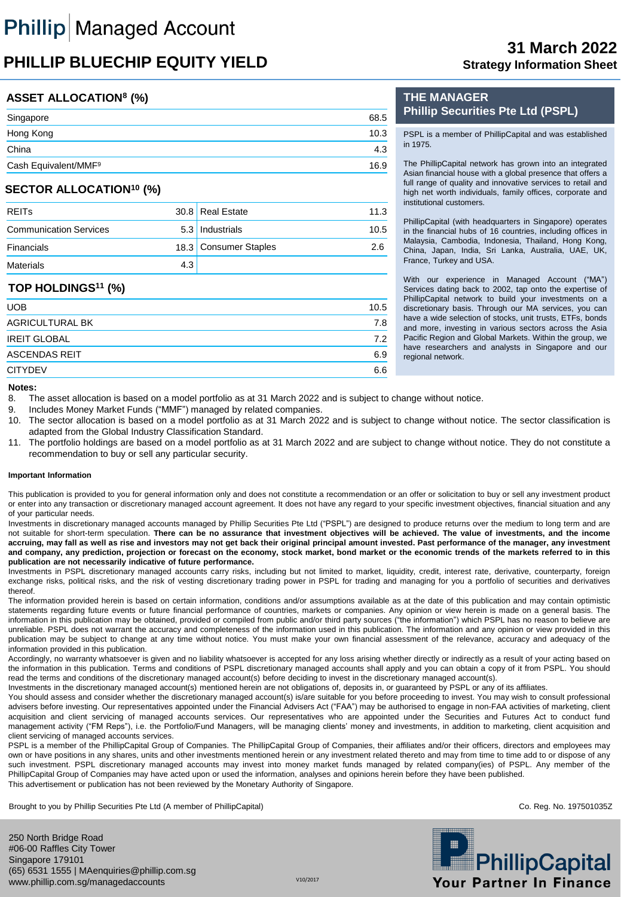# PHILLIP BLUECHIP EQUITY YIELD

**31 March 2022**
**Strategy Information Sheet**

## ASSET ALLOCATION[8] (%)

| | |
|---|---|
| Singapore | 68.5 |
| Hong Kong | 10.3 |
| China | 4.3 |
| Cash Equivalent/MMF[9] | 16.9 |

## SECTOR ALLOCATION[10] (%)

| | | | |
|---|---|---|---|
| REITs | 30.8 | Real Estate | 11.3 |
| Communication Services | 5.3 | Industrials | 10.5 |
| Financials | 18.3 | Consumer Staples | 2.6 |
| Materials | 4.3 | | |

## TOP HOLDINGS[11] (%)

| | |
|---|---|
| UOB | 10.5 |
| AGRICULTURAL BK | 7.8 |
| IREIT GLOBAL | 7.2 |
| ASCENDAS REIT | 6.9 |
| CITYDEV | 6.6 |

## THE MANAGER
## Phillip Securities Pte Ltd (PSPL)

PSPL is a member of PhillipCapital and was established in 1975.

The PhillipCapital network has grown into an integrated Asian financial house with a global presence that offers a full range of quality and innovative services to retail and high net worth individuals, family offices, corporate and institutional customers.

PhillipCapital (with headquarters in Singapore) operates in the financial hubs of 16 countries, including offices in Malaysia, Cambodia, Indonesia, Thailand, Hong Kong, China, Japan, India, Sri Lanka, Australia, UAE, UK, France, Turkey and USA.

With our experience in Managed Account ("MA") Services dating back to 2002, tap onto the expertise of PhillipCapital network to build your investments on a discretionary basis. Through our MA services, you can have a wide selection of stocks, unit trusts, ETFs, bonds and more, investing in various sectors across the Asia Pacific Region and Global Markets. Within the group, we have researchers and analysts in Singapore and our regional network.

**Notes:**

8. The asset allocation is based on a model portfolio as at 31 March 2022 and is subject to change without notice.
9. Includes Money Market Funds ("MMF") managed by related companies.
10. The sector allocation is based on a model portfolio as at 31 March 2022 and is subject to change without notice. The sector classification is adapted from the Global Industry Classification Standard.
11. The portfolio holdings are based on a model portfolio as at 31 March 2022 and are subject to change without notice. They do not constitute a recommendation to buy or sell any particular security.

**Important Information**

This publication is provided to you for general information only and does not constitute a recommendation or an offer or solicitation to buy or sell any investment product or enter into any transaction or discretionary managed account agreement. It does not have any regard to your specific investment objectives, financial situation and any of your particular needs.

Investments in discretionary managed accounts managed by Phillip Securities Pte Ltd ("PSPL") are designed to produce returns over the medium to long term and are not suitable for short-term speculation. **There can be no assurance that investment objectives will be achieved. The value of investments, and the income accruing, may fall as well as rise and investors may not get back their original principal amount invested. Past performance of the manager, any investment and company, any prediction, projection or forecast on the economy, stock market, bond market or the economic trends of the markets referred to in this publication are not necessarily indicative of future performance.**

Investments in PSPL discretionary managed accounts carry risks, including but not limited to market, liquidity, credit, interest rate, derivative, counterparty, foreign exchange risks, political risks, and the risk of vesting discretionary trading power in PSPL for trading and managing for you a portfolio of securities and derivatives thereof.

The information provided herein is based on certain information, conditions and/or assumptions available as at the date of this publication and may contain optimistic statements regarding future events or future financial performance of countries, markets or companies. Any opinion or view herein is made on a general basis. The information in this publication may be obtained, provided or compiled from public and/or third party sources ("the information") which PSPL has no reason to believe are unreliable. PSPL does not warrant the accuracy and completeness of the information used in this publication. The information and any opinion or view provided in this publication may be subject to change at any time without notice. You must make your own financial assessment of the relevance, accuracy and adequacy of the information provided in this publication.

Accordingly, no warranty whatsoever is given and no liability whatsoever is accepted for any loss arising whether directly or indirectly as a result of your acting based on the information in this publication. Terms and conditions of PSPL discretionary managed accounts shall apply and you can obtain a copy of it from PSPL. You should read the terms and conditions of the discretionary managed account(s) before deciding to invest in the discretionary managed account(s).

Investments in the discretionary managed account(s) mentioned herein are not obligations of, deposits in, or guaranteed by PSPL or any of its affiliates.

You should assess and consider whether the discretionary managed account(s) is/are suitable for you before proceeding to invest. You may wish to consult professional advisers before investing. Our representatives appointed under the Financial Advisers Act ("FAA") may be authorised to engage in non-FAA activities of marketing, client acquisition and client servicing of managed accounts services. Our representatives who are appointed under the Securities and Futures Act to conduct fund management activity ("FM Reps"), i.e. the Portfolio/Fund Managers, will be managing clients' money and investments, in addition to marketing, client acquisition and client servicing of managed accounts services.

PSPL is a member of the PhillipCapital Group of Companies. The PhillipCapital Group of Companies, their affiliates and/or their officers, directors and employees may own or have positions in any shares, units and other investments mentioned herein or any investment related thereto and may from time to time add to or dispose of such investment. PSPL discretionary managed accounts may invest into money market funds managed by related company(ies) of PSPL. Any member of the PhillipCapital Group of Companies may have acted upon or used the information, analyses and opinions herein before they have been published.

This advertisement or publication has not been reviewed by the Monetary Authority of Singapore.

Brought to you by Phillip Securities Pte Ltd (A member of PhillipCapital)

Co. Reg. No. 197501035Z

250 North Bridge Road
#06-00 Raffles City Tower
Singapore 179101
(65) 6531 1555 | MAenquiries@phillip.com.sg
www.phillip.com.sg/managedaccounts

V10/2017

PhillipCapital
Your Partner In Finance